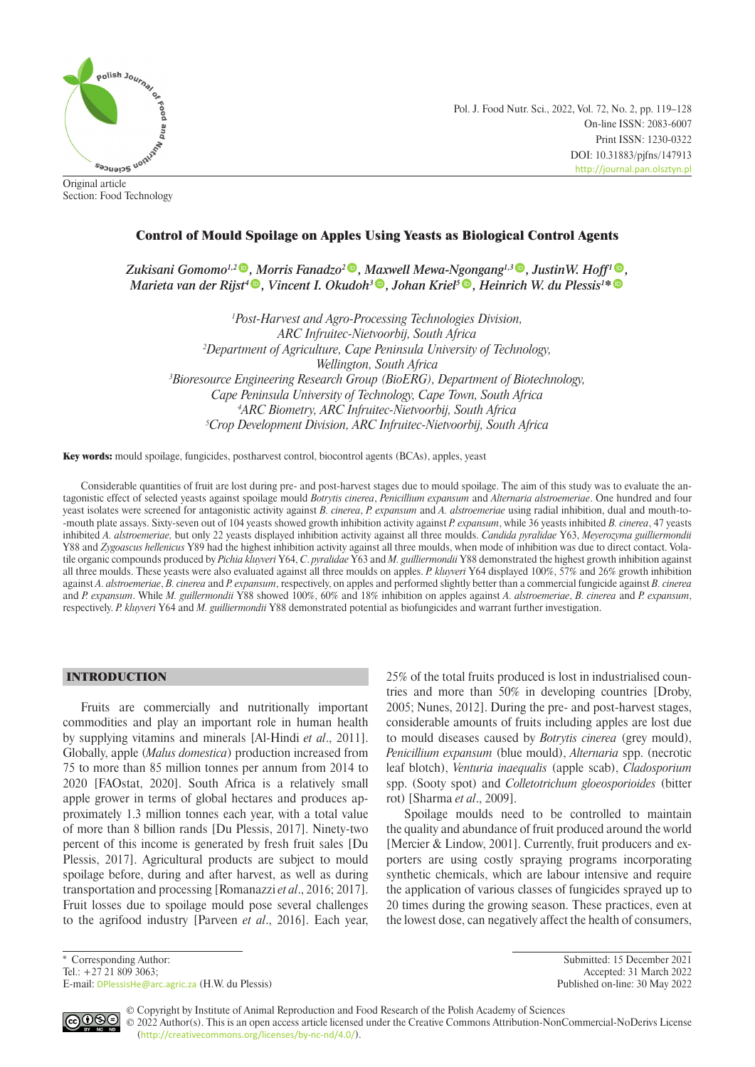Original article
Section: Food Technology

# Control of Mould Spoilage on Apples Using Yeasts as Biological Control Agents

*Zukisani Gomomo[1,2], Morris Fanadzo[2], Maxwell Mewa-Ngongang[1,3], JustinW. Hoff[1], Marieta van der Rijst[4], Vincent I. Okudoh[3], Johan Kriel[5], Heinrich W. du Plessis[1]\**

[1]Post-Harvest and Agro-Processing Technologies Division, ARC Infruitec-Nietvoorbij, South Africa
[2]Department of Agriculture, Cape Peninsula University of Technology, Wellington, South Africa
[3]Bioresource Engineering Research Group (BioERG), Department of Biotechnology, Cape Peninsula University of Technology, Cape Town, South Africa
[4]ARC Biometry, ARC Infruitec-Nietvoorbij, South Africa
[5]Crop Development Division, ARC Infruitec-Nietvoorbij, South Africa

**Key words:** mould spoilage, fungicides, postharvest control, biocontrol agents (BCAs), apples, yeast

Considerable quantities of fruit are lost during pre- and post-harvest stages due to mould spoilage. The aim of this study was to evaluate the antagonistic effect of selected yeasts against spoilage mould *Botrytis cinerea*, *Penicillium expansum* and *Alternaria alstroemeriae*. One hundred and four yeast isolates were screened for antagonistic activity against *B. cinerea*, *P. expansum* and *A. alstroemeriae* using radial inhibition, dual and mouth-to-mouth plate assays. Sixty-seven out of 104 yeasts showed growth inhibition activity against *P. expansum*, while 36 yeasts inhibited *B. cinerea*, 47 yeasts inhibited *A. alstroemeriae,* but only 22 yeasts displayed inhibition activity against all three moulds. *Candida pyralidae* Y63, *Meyerozyma guilliermondii* Y88 and *Zygoascus hellenicus* Y89 had the highest inhibition activity against all three moulds, when mode of inhibition was due to direct contact. Volatile organic compounds produced by *Pichia kluyveri* Y64, *C. pyralidae* Y63 and *M. guilliermondii* Y88 demonstrated the highest growth inhibition against all three moulds. These yeasts were also evaluated against all three moulds on apples. *P. kluyveri* Y64 displayed 100%, 57% and 26% growth inhibition against *A. alstroemeriae*, *B. cinerea* and *P. expansum*, respectively, on apples and performed slightly better than a commercial fungicide against *B. cinerea* and *P. expansum*. While *M. guillermondii* Y88 showed 100%, 60% and 18% inhibition on apples against *A. alstroemeriae*, *B. cinerea* and *P. expansum*, respectively. *P. kluyveri* Y64 and *M. guilliermondii* Y88 demonstrated potential as biofungicides and warrant further investigation.

## INTRODUCTION

Fruits are commercially and nutritionally important commodities and play an important role in human health by supplying vitamins and minerals [Al-Hindi *et al*., 2011]. Globally, apple (*Malus domestica*) production increased from 75 to more than 85 million tonnes per annum from 2014 to 2020 [FAOstat, 2020]. South Africa is a relatively small apple grower in terms of global hectares and produces approximately 1.3 million tonnes each year, with a total value of more than 8 billion rands [Du Plessis, 2017]. Ninety-two percent of this income is generated by fresh fruit sales [Du Plessis, 2017]. Agricultural products are subject to mould spoilage before, during and after harvest, as well as during transportation and processing [Romanazzi *et al*., 2016; 2017]. Fruit losses due to spoilage mould pose several challenges to the agrifood industry [Parveen *et al*., 2016]. Each year, 25% of the total fruits produced is lost in industrialised countries and more than 50% in developing countries [Droby, 2005; Nunes, 2012]. During the pre- and post-harvest stages, considerable amounts of fruits including apples are lost due to mould diseases caused by *Botrytis cinerea* (grey mould), *Penicillium expansum* (blue mould), *Alternaria* spp. (necrotic leaf blotch), *Venturia inaequalis* (apple scab), *Cladosporium* spp. (Sooty spot) and *Colletotrichum gloeosporioides* (bitter rot) [Sharma *et al*., 2009].

Spoilage moulds need to be controlled to maintain the quality and abundance of fruit produced around the world [Mercier & Lindow, 2001]. Currently, fruit producers and exporters are using costly spraying programs incorporating synthetic chemicals, which are labour intensive and require the application of various classes of fungicides sprayed up to 20 times during the growing season. These practices, even at the lowest dose, can negatively affect the health of consumers,

\* Corresponding Author:
Tel.: +27 21 809 3063;
E-mail: DPlessisHe@arc.agric.za (H.W. du Plessis)

Submitted: 15 December 2021
Accepted: 31 March 2022
Published on-line: 30 May 2022

© Copyright by Institute of Animal Reproduction and Food Research of the Polish Academy of Sciences
© 2022 Author(s). This is an open access article licensed under the Creative Commons Attribution-NonCommercial-NoDerivs License (http://creativecommons.org/licenses/by-nc-nd/4.0/).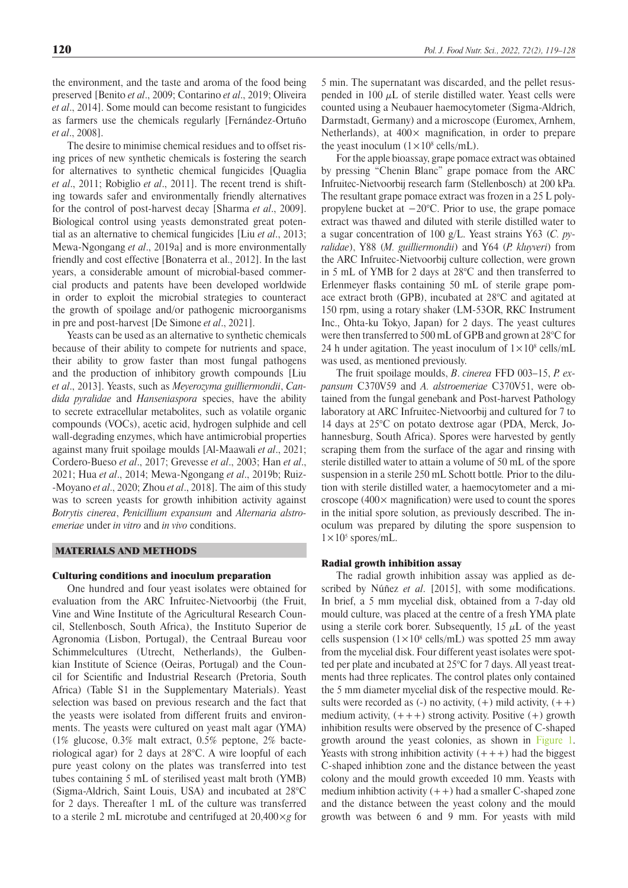the environment, and the taste and aroma of the food being preserved [Benito *et al*., 2009; Contarino *et al*., 2019; Oliveira *et al*., 2014]. Some mould can become resistant to fungicides as farmers use the chemicals regularly [Fernández-Ortuño *et al*., 2008].

The desire to minimise chemical residues and to offset rising prices of new synthetic chemicals is fostering the search for alternatives to synthetic chemical fungicides [Quaglia *et al*., 2011; Robiglio *et al*., 2011]. The recent trend is shifting towards safer and environmentally friendly alternatives for the control of post-harvest decay [Sharma *et al*., 2009]. Biological control using yeasts demonstrated great potential as an alternative to chemical fungicides [Liu *et al*., 2013; Mewa-Ngongang *et al*., 2019a] and is more environmentally friendly and cost effective [Bonaterra et al., 2012]. In the last years, a considerable amount of microbial-based commercial products and patents have been developed worldwide in order to exploit the microbial strategies to counteract the growth of spoilage and/or pathogenic microorganisms in pre and post-harvest [De Simone *et al*., 2021].

Yeasts can be used as an alternative to synthetic chemicals because of their ability to compete for nutrients and space, their ability to grow faster than most fungal pathogens and the production of inhibitory growth compounds [Liu *et al*., 2013]. Yeasts, such as *Meyerozyma guilliermondii*, *Candida pyralidae* and *Hanseniaspora* species, have the ability to secrete extracellular metabolites, such as volatile organic compounds (VOCs), acetic acid, hydrogen sulphide and cell wall-degrading enzymes, which have antimicrobial properties against many fruit spoilage moulds [Al-Maawali *et al*., 2021; Cordero-Bueso *et al*., 2017; Grevesse *et al*., 2003; Han *et al*., 2021; Hua *et al*., 2014; Mewa-Ngongang *et al*., 2019b; Ruiz-Moyano *et al*., 2020; Zhou *et al*., 2018]. The aim of this study was to screen yeasts for growth inhibition activity against *Botrytis cinerea*, *Penicillium expansum* and *Alternaria alstroemeriae* under *in vitro* and *in vivo* conditions.

## MATERIALS AND METHODS

### Culturing conditions and inoculum preparation

One hundred and four yeast isolates were obtained for evaluation from the ARC Infruitec-Nietvoorbij (the Fruit, Vine and Wine Institute of the Agricultural Research Council, Stellenbosch, South Africa), the Instituto Superior de Agronomia (Lisbon, Portugal), the Centraal Bureau voor Schimmelcultures (Utrecht, Netherlands), the Gulbenkian Institute of Science (Oeiras, Portugal) and the Council for Scientific and Industrial Research (Pretoria, South Africa) (Table S1 in the Supplementary Materials). Yeast selection was based on previous research and the fact that the yeasts were isolated from different fruits and environments. The yeasts were cultured on yeast malt agar (YMA) (1% glucose, 0.3% malt extract, 0.5% peptone, 2% bacteriological agar) for 2 days at 28°C. A wire loopful of each pure yeast colony on the plates was transferred into test tubes containing 5 mL of sterilised yeast malt broth (YMB) (Sigma-Aldrich, Saint Louis, USA) and incubated at 28°C for 2 days. Thereafter 1 mL of the culture was transferred to a sterile 2 mL microtube and centrifuged at 20,400×*g* for 5 min. The supernatant was discarded, and the pellet resuspended in 100 µL of sterile distilled water. Yeast cells were counted using a Neubauer haemocytometer (Sigma-Aldrich, Darmstadt, Germany) and a microscope (Euromex, Arnhem, Netherlands), at 400× magnification, in order to prepare the yeast inoculum ($1\times10^8$ cells/mL).

For the apple bioassay, grape pomace extract was obtained by pressing "Chenin Blanc" grape pomace from the ARC Infruitec-Nietvoorbij research farm (Stellenbosch) at 200 kPa. The resultant grape pomace extract was frozen in a 25 L polypropylene bucket at −20°C. Prior to use, the grape pomace extract was thawed and diluted with sterile distilled water to a sugar concentration of 100 g/L. Yeast strains Y63 (*C. pyralidae*), Y88 (*M. guilliermondii*) and Y64 (*P. kluyveri*) from the ARC Infruitec-Nietvoorbij culture collection, were grown in 5 mL of YMB for 2 days at 28°C and then transferred to Erlenmeyer flasks containing 50 mL of sterile grape pomace extract broth (GPB), incubated at 28°C and agitated at 150 rpm, using a rotary shaker (LM-53OR, RKC Instrument Inc., Ohta-ku Tokyo, Japan) for 2 days. The yeast cultures were then transferred to 500 mL of GPB and grown at 28°C for 24 h under agitation. The yeast inoculum of $1\times10^8$ cells/mL was used, as mentioned previously.

The fruit spoilage moulds, *B. cinerea* FFD 003–15, *P. expansum* C370V59 and *A. alstroemeriae* C370V51, were obtained from the fungal genebank and Post-harvest Pathology laboratory at ARC Infruitec-Nietvoorbij and cultured for 7 to 14 days at 25°C on potato dextrose agar (PDA, Merck, Johannesburg, South Africa). Spores were harvested by gently scraping them from the surface of the agar and rinsing with sterile distilled water to attain a volume of 50 mL of the spore suspension in a sterile 250 mL Schott bottle*.* Prior to the dilution with sterile distilled water, a haemocytometer and a microscope (400× magnification) were used to count the spores in the initial spore solution, as previously described. The inoculum was prepared by diluting the spore suspension to $1\times10^5$ spores/mL.

### Radial growth inhibition assay

The radial growth inhibition assay was applied as described by Núñez *et al*. [2015], with some modifications. In brief, a 5 mm mycelial disk, obtained from a 7-day old mould culture, was placed at the centre of a fresh YMA plate using a sterile cork borer. Subsequently, 15 µL of the yeast cells suspension ($1\times10^8$ cells/mL) was spotted 25 mm away from the mycelial disk. Four different yeast isolates were spotted per plate and incubated at 25°C for 7 days. All yeast treatments had three replicates. The control plates only contained the 5 mm diameter mycelial disk of the respective mould. Results were recorded as (-) no activity, (+) mild activity, (++) medium activity, (+++) strong activity. Positive (+) growth inhibition results were observed by the presence of C-shaped growth around the yeast colonies, as shown in Figure 1. Yeasts with strong inhibition activity (+++) had the biggest C-shaped inhibtion zone and the distance between the yeast colony and the mould growth exceeded 10 mm. Yeasts with medium inhibtion activity (++) had a smaller C-shaped zone and the distance between the yeast colony and the mould growth was between 6 and 9 mm. For yeasts with mild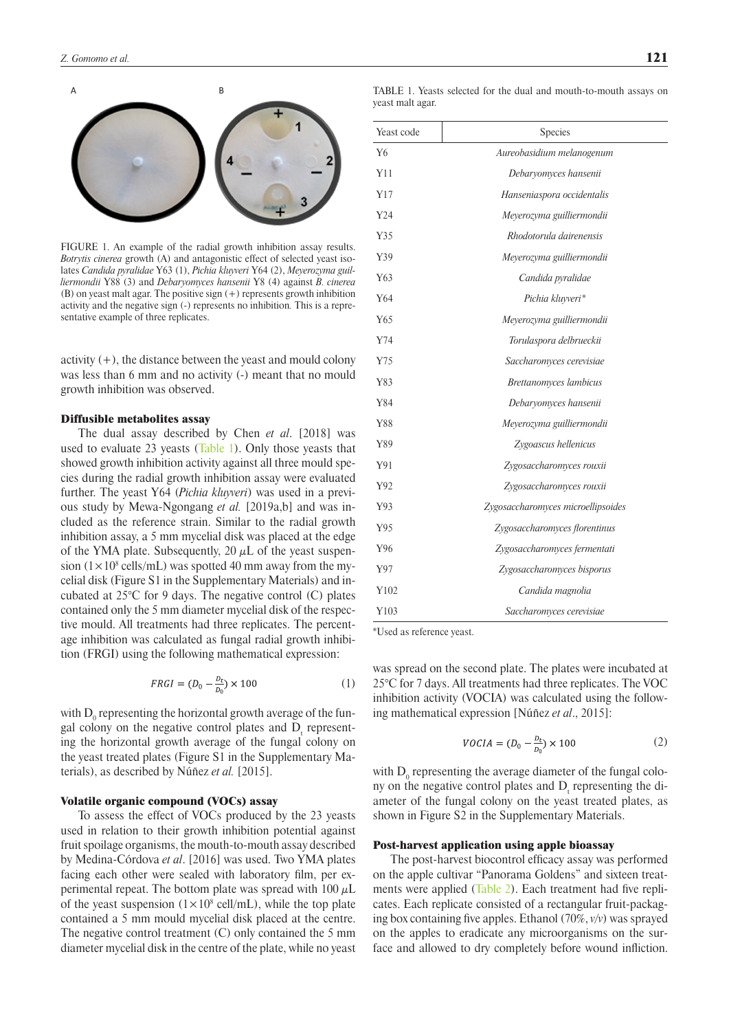FIGURE 1. An example of the radial growth inhibition assay results. *Botrytis cinerea* growth (A) and antagonistic effect of selected yeast isolates *Candida pyralidae* Y63 (1), *Pichia kluyveri* Y64 (2), *Meyerozyma guilliermondii* Y88 (3) and *Debaryomyces hansenii* Y8 (4) against *B. cinerea* (B) on yeast malt agar. The positive sign (+) represents growth inhibition activity and the negative sign (-) represents no inhibition. This is a representative example of three replicates.

activity (+), the distance between the yeast and mould colony was less than 6 mm and no activity (-) meant that no mould growth inhibition was observed.

### Diffusible metabolites assay

The dual assay described by Chen *et al*. [2018] was used to evaluate 23 yeasts (Table 1). Only those yeasts that showed growth inhibition activity against all three mould species during the radial growth inhibition assay were evaluated further. The yeast Y64 (*Pichia kluyveri*) was used in a previous study by Mewa-Ngongang *et al.* [2019a,b] and was included as the reference strain. Similar to the radial growth inhibition assay, a 5 mm mycelial disk was placed at the edge of the YMA plate. Subsequently, 20 $\mu$L of the yeast suspension ($1\times10^8$ cells/mL) was spotted 40 mm away from the mycelial disk (Figure S1 in the Supplementary Materials) and incubated at 25°C for 9 days. The negative control (C) plates contained only the 5 mm diameter mycelial disk of the respective mould. All treatments had three replicates. The percentage inhibition was calculated as fungal radial growth inhibition (FRGI) using the following mathematical expression:

$$FRGI = (D_0 - \frac{D_t}{D_0}) \times 100 \tag{1}$$

with $D_0$ representing the horizontal growth average of the fungal colony on the negative control plates and $D_t$ representing the horizontal growth average of the fungal colony on the yeast treated plates (Figure S1 in the Supplementary Materials), as described by Núñez *et al.* [2015].

### Volatile organic compound (VOCs) assay

To assess the effect of VOCs produced by the 23 yeasts used in relation to their growth inhibition potential against fruit spoilage organisms, the mouth-to-mouth assay described by Medina-Córdova *et al*. [2016] was used. Two YMA plates facing each other were sealed with laboratory film, per experimental repeat. The bottom plate was spread with 100 $\mu$L of the yeast suspension ($1\times10^8$ cell/mL), while the top plate contained a 5 mm mould mycelial disk placed at the centre. The negative control treatment (C) only contained the 5 mm diameter mycelial disk in the centre of the plate, while no yeast was spread on the second plate. The plates were incubated at 25°C for 7 days. All treatments had three replicates. The VOC inhibition activity (VOCIA) was calculated using the following mathematical expression [Núñez *et al*., 2015]:

$$VOCIA = (D_0 - \frac{D_t}{D_0}) \times 100 \tag{2}$$

with $D_0$ representing the average diameter of the fungal colony on the negative control plates and $D_t$ representing the diameter of the fungal colony on the yeast treated plates, as shown in Figure S2 in the Supplementary Materials.

TABLE 1. Yeasts selected for the dual and mouth-to-mouth assays on yeast malt agar.

| Yeast code | Species |
|---|---|
| Y6 | *Aureobasidium melanogenum* |
| Y11 | *Debaryomyces hansenii* |
| Y17 | *Hanseniaspora occidentalis* |
| Y24 | *Meyerozyma guilliermondii* |
| Y35 | *Rhodotorula dairenensis* |
| Y39 | *Meyerozyma guilliermondii* |
| Y63 | *Candida pyralidae* |
| Y64 | *Pichia kluyveri** |
| Y65 | *Meyerozyma guilliermondii* |
| Y74 | *Torulaspora delbrueckii* |
| Y75 | *Saccharomyces cerevisiae* |
| Y83 | *Brettanomyces lambicus* |
| Y84 | *Debaryomyces hansenii* |
| Y88 | *Meyerozyma guilliermondii* |
| Y89 | *Zygoascus hellenicus* |
| Y91 | *Zygosaccharomyces rouxii* |
| Y92 | *Zygosaccharomyces rouxii* |
| Y93 | *Zygosaccharomyces microellipsoides* |
| Y95 | *Zygosaccharomyces florentinus* |
| Y96 | *Zygosaccharomyces fermentati* |
| Y97 | *Zygosaccharomyces bisporus* |
| Y102 | *Candida magnolia* |
| Y103 | *Saccharomyces cerevisiae* |

*Used as reference yeast.

### Post-harvest application using apple bioassay

The post-harvest biocontrol efficacy assay was performed on the apple cultivar "Panorama Goldens" and sixteen treatments were applied (Table 2). Each treatment had five replicates. Each replicate consisted of a rectangular fruit-packaging box containing five apples. Ethanol (70%, *v/v*) was sprayed on the apples to eradicate any microorganisms on the surface and allowed to dry completely before wound infliction.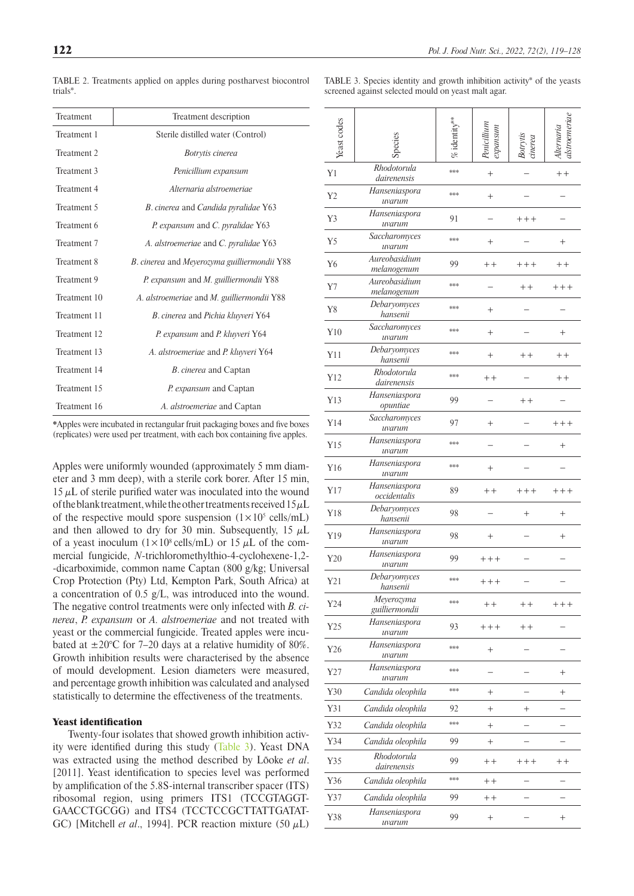TABLE 2. Treatments applied on apples during postharvest biocontrol trials*.

| Treatment | Treatment description |
|---|---|
| Treatment 1 | Sterile distilled water (Control) |
| Treatment 2 | *Botrytis cinerea* |
| Treatment 3 | *Penicillium expansum* |
| Treatment 4 | *Alternaria alstroemeriae* |
| Treatment 5 | *B. cinerea* and *Candida pyralidae* Y63 |
| Treatment 6 | *P. expansum* and *C. pyralidae* Y63 |
| Treatment 7 | *A. alstroemeriae* and *C. pyralidae* Y63 |
| Treatment 8 | *B. cinerea* and *Meyerozyma guilliermondii* Y88 |
| Treatment 9 | *P. expansum* and *M. guilliermondii* Y88 |
| Treatment 10 | *A. alstroemeriae* and *M. guilliermondii* Y88 |
| Treatment 11 | *B. cinerea* and *Pichia kluyveri* Y64 |
| Treatment 12 | *P. expansum* and *P. kluyveri* Y64 |
| Treatment 13 | *A. alstroemeriae* and *P. kluyveri* Y64 |
| Treatment 14 | *B. cinerea* and Captan |
| Treatment 15 | *P. expansum* and Captan |
| Treatment 16 | *A. alstroemeriae* and Captan |

*Apples were incubated in rectangular fruit packaging boxes and five boxes (replicates) were used per treatment, with each box containing five apples.

Apples were uniformly wounded (approximately 5 mm diameter and 3 mm deep), with a sterile cork borer. After 15 min, 15 $\mu$L of sterile purified water was inoculated into the wound of the blank treatment, while the other treatments received 15 $\mu$L of the respective mould spore suspension ($1\times10^5$ cells/mL) and then allowed to dry for 30 min. Subsequently, 15 $\mu$L of a yeast inoculum ($1\times10^8$ cells/mL) or 15 $\mu$L of the commercial fungicide, *N*-trichloromethylthio-4-cyclohexene-1,2-dicarboximide, common name Captan (800 g/kg; Universal Crop Protection (Pty) Ltd, Kempton Park, South Africa) at a concentration of 0.5 g/L, was introduced into the wound. The negative control treatments were only infected with *B. cinerea*, *P. expansum* or *A. alstroemeriae* and not treated with yeast or the commercial fungicide. Treated apples were incubated at ±20°C for 7–20 days at a relative humidity of 80%. Growth inhibition results were characterised by the absence of mould development. Lesion diameters were measured, and percentage growth inhibition was calculated and analysed statistically to determine the effectiveness of the treatments.

### Yeast identification

Twenty-four isolates that showed growth inhibition activity were identified during this study (Table 3). Yeast DNA was extracted using the method described by Lõoke *et al*. [2011]. Yeast identification to species level was performed by amplification of the 5.8S-internal transcriber spacer (ITS) ribosomal region, using primers ITS1 (TCCGTAGGTGAACCTGCGG) and ITS4 (TCCTCCGCTTATTGATATGC) [Mitchell *et al*., 1994]. PCR reaction mixture (50 $\mu$L)

TABLE 3. Species identity and growth inhibition activity* of the yeasts screened against selected mould on yeast malt agar.

| Yeast codes | Species | % identity** | *Penicillium expansum* | *Botrytis cinerea* | *Alternaria alstroemeriae* |
|---|---|---|---|---|---|
| Y1 | *Rhodotorula dairenensis* | *** | + | – | ++ |
| Y2 | *Hanseniaspora uvarum* | *** | + | – | – |
| Y3 | *Hanseniaspora uvarum* | 91 | – | +++ | – |
| Y5 | *Saccharomyces uvarum* | *** | + | – | + |
| Y6 | *Aureobasidium melanogenum* | 99 | ++ | +++ | ++ |
| Y7 | *Aureobasidium melanogenum* | *** | – | ++ | +++ |
| Y8 | *Debaryomyces hansenii* | *** | + | – | – |
| Y10 | *Saccharomyces uvarum* | *** | + | – | + |
| Y11 | *Debaryomyces hansenii* | *** | + | ++ | ++ |
| Y12 | *Rhodotorula dairenensis* | *** | ++ | – | ++ |
| Y13 | *Hanseniaspora opuntiae* | 99 | – | ++ | – |
| Y14 | *Saccharomyces uvarum* | 97 | + | – | +++ |
| Y15 | *Hanseniaspora uvarum* | *** | – | – | + |
| Y16 | *Hanseniaspora uvarum* | *** | + | – | – |
| Y17 | *Hanseniaspora occidentalis* | 89 | ++ | +++ | +++ |
| Y18 | *Debaryomyces hansenii* | 98 | – | + | + |
| Y19 | *Hanseniaspora uvarum* | 98 | + | – | + |
| Y20 | *Hanseniaspora uvarum* | 99 | +++ | – | – |
| Y21 | *Debaryomyces hansenii* | *** | +++ | – | – |
| Y24 | *Meyerozyma guilliermondii* | *** | ++ | ++ | +++ |
| Y25 | *Hanseniaspora uvarum* | 93 | +++ | ++ | – |
| Y26 | *Hanseniaspora uvarum* | *** | + | – | – |
| Y27 | *Hanseniaspora uvarum* | *** | – | – | + |
| Y30 | *Candida oleophila* | *** | + | – | + |
| Y31 | *Candida oleophila* | 92 | + | + | – |
| Y32 | *Candida oleophila* | *** | + | – | – |
| Y34 | *Candida oleophila* | 99 | + | – | – |
| Y35 | *Rhodotorula dairenensis* | 99 | ++ | +++ | ++ |
| Y36 | *Candida oleophila* | *** | ++ | – | – |
| Y37 | *Candida oleophila* | 99 | ++ | – | – |
| Y38 | *Hanseniaspora uvarum* | 99 | + | – | + |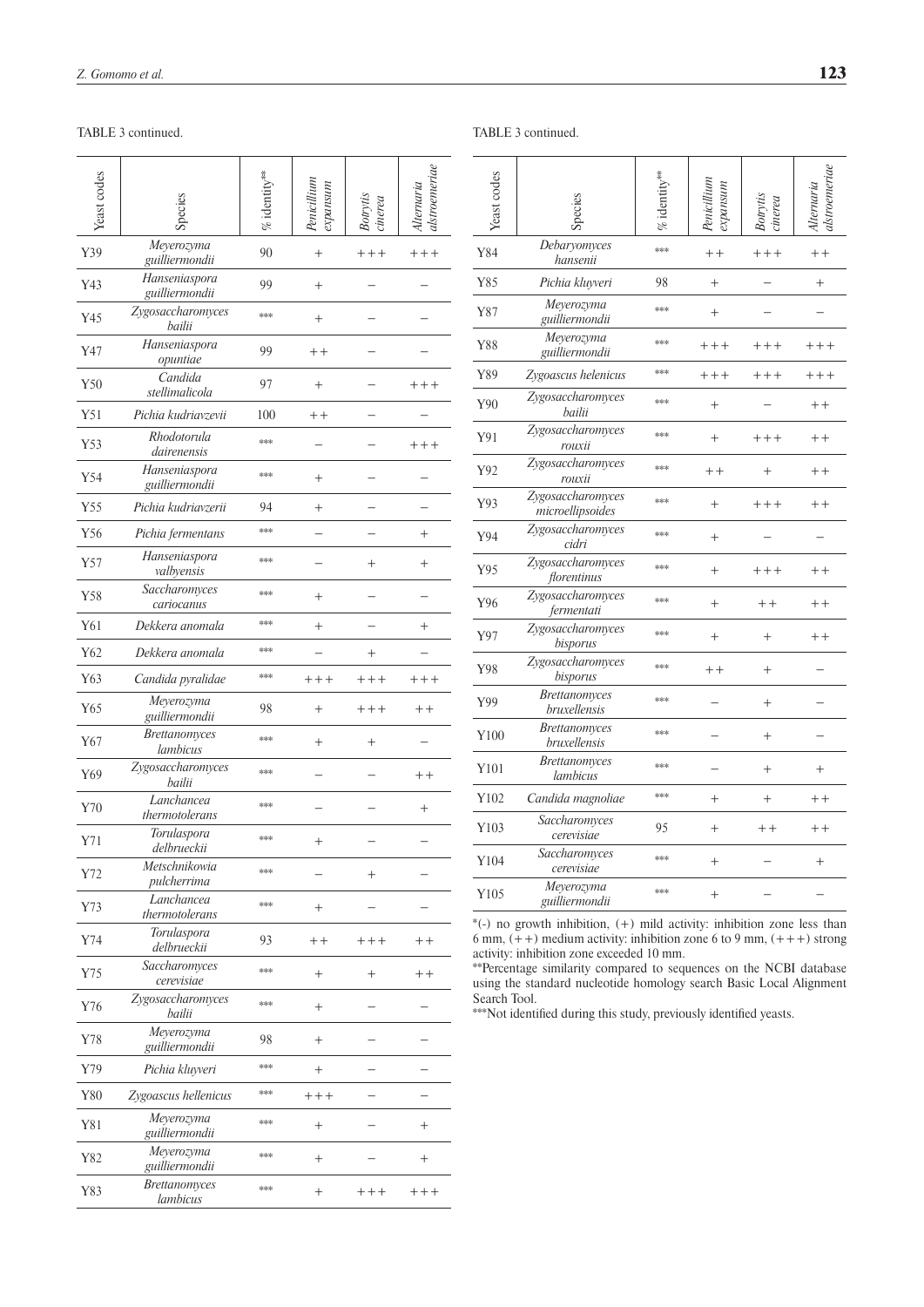TABLE 3 continued.

| Yeast codes | Species | % identity** | *Penicillium expansum* | *Botrytis cinerea* | *Alternaria alstroemeriae* |
|---|---|---|---|---|---|
| Y39 | *Meyerozyma guilliermondii* | 90 | + | +++ | +++ |
| Y43 | *Hanseniaspora guilliermondii* | 99 | + | – | – |
| Y45 | *Zygosaccharomyces bailii* | *** | + | – | – |
| Y47 | *Hanseniaspora opuntiae* | 99 | ++ | – | – |
| Y50 | *Candida stellimalicola* | 97 | + | – | +++ |
| Y51 | *Pichia kudriavzevii* | 100 | ++ | – | – |
| Y53 | *Rhodotorula dairenensis* | *** | – | – | +++ |
| Y54 | *Hanseniaspora guilliermondii* | *** | + | – | – |
| Y55 | *Pichia kudriavzerii* | 94 | + | – | – |
| Y56 | *Pichia fermentans* | *** | – | – | + |
| Y57 | *Hanseniaspora valbyensis* | *** | – | + | + |
| Y58 | *Saccharomyces cariocanus* | *** | + | – | – |
| Y61 | *Dekkera anomala* | *** | + | – | + |
| Y62 | *Dekkera anomala* | *** | – | + | – |
| Y63 | *Candida pyralidae* | *** | +++ | +++ | +++ |
| Y65 | *Meyerozyma guilliermondii* | 98 | + | +++ | ++ |
| Y67 | *Brettanomyces lambicus* | *** | + | + | – |
| Y69 | *Zygosaccharomyces bailii* | *** | – | – | ++ |
| Y70 | *Lanchancea thermotolerans* | *** | – | – | + |
| Y71 | *Torulaspora delbrueckii* | *** | + | – | – |
| Y72 | *Metschnikowia pulcherrima* | *** | – | + | – |
| Y73 | *Lanchancea thermotolerans* | *** | + | – | – |
| Y74 | *Torulaspora delbrueckii* | 93 | ++ | +++ | ++ |
| Y75 | *Saccharomyces cerevisiae* | *** | + | + | ++ |
| Y76 | *Zygosaccharomyces bailii* | *** | + | – | – |
| Y78 | *Meyerozyma guilliermondii* | 98 | + | – | – |
| Y79 | *Pichia kluyveri* | *** | + | – | – |
| Y80 | *Zygoascus hellenicus* | *** | +++ | – | – |
| Y81 | *Meyerozyma guilliermondii* | *** | + | – | + |
| Y82 | *Meyerozyma guilliermondii* | *** | + | – | + |
| Y83 | *Brettanomyces lambicus* | *** | + | +++ | +++ |
| Y84 | *Debaryomyces hansenii* | *** | ++ | +++ | ++ |
| Y85 | *Pichia kluyveri* | 98 | + | – | + |
| Y87 | *Meyerozyma guilliermondii* | *** | + | – | – |
| Y88 | *Meyerozyma guilliermondii* | *** | +++ | +++ | +++ |
| Y89 | *Zygoascus helenicus* | *** | +++ | +++ | +++ |
| Y90 | *Zygosaccharomyces bailii* | *** | + | – | ++ |
| Y91 | *Zygosaccharomyces rouxii* | *** | + | +++ | ++ |
| Y92 | *Zygosaccharomyces rouxii* | *** | ++ | + | ++ |
| Y93 | *Zygosaccharomyces microellipsoides* | *** | + | +++ | ++ |
| Y94 | *Zygosaccharomyces cidri* | *** | + | – | – |
| Y95 | *Zygosaccharomyces florentinus* | *** | + | +++ | ++ |
| Y96 | *Zygosaccharomyces fermentati* | *** | + | ++ | ++ |
| Y97 | *Zygosaccharomyces bisporus* | *** | + | + | ++ |
| Y98 | *Zygosaccharomyces bisporus* | *** | ++ | + | – |
| Y99 | *Brettanomyces bruxellensis* | *** | – | + | – |
| Y100 | *Brettanomyces bruxellensis* | *** | – | + | – |
| Y101 | *Brettanomyces lambicus* | *** | – | + | + |
| Y102 | *Candida magnoliae* | *** | + | + | ++ |
| Y103 | *Saccharomyces cerevisiae* | 95 | + | ++ | ++ |
| Y104 | *Saccharomyces cerevisiae* | *** | + | – | + |
| Y105 | *Meyerozyma guilliermondii* | *** | + | – | – |

*(-) no growth inhibition, (+) mild activity: inhibition zone less than 6 mm, (++) medium activity: inhibition zone 6 to 9 mm, (+++) strong activity: inhibition zone exceeded 10 mm.

**Percentage similarity compared to sequences on the NCBI database using the standard nucleotide homology search Basic Local Alignment Search Tool.

***Not identified during this study, previously identified yeasts.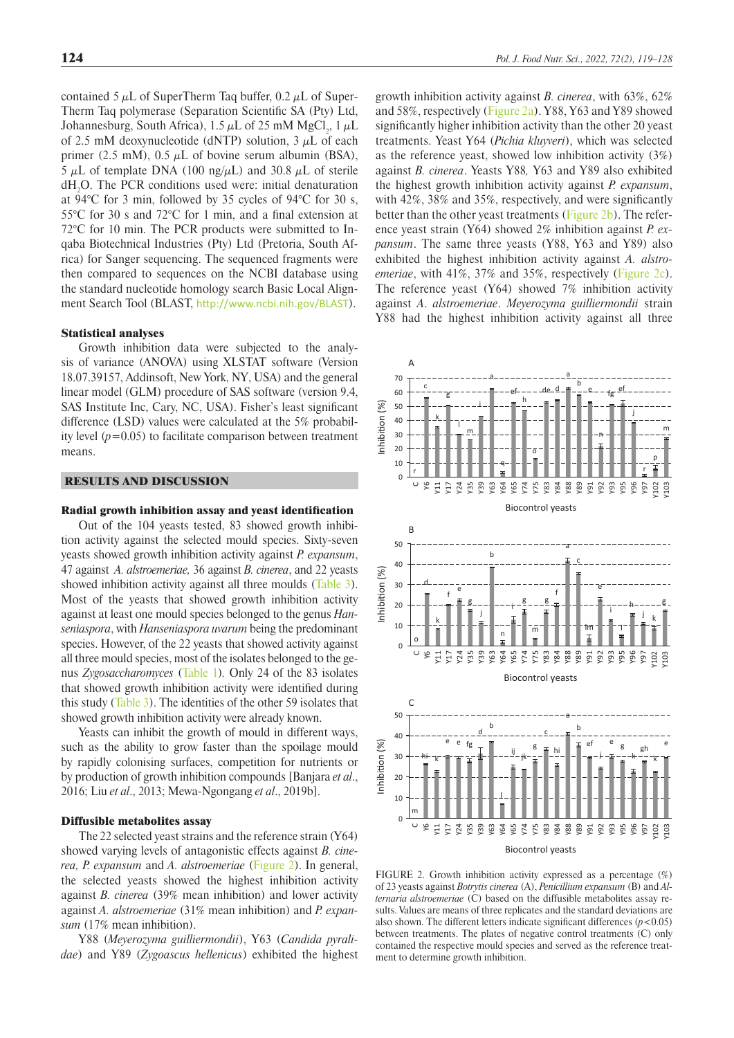contained 5 μL of SuperTherm Taq buffer, 0.2 μL of SuperTherm Taq polymerase (Separation Scientific SA (Pty) Ltd, Johannesburg, South Africa), 1.5 μL of 25 mM $MgCl_2$, 1 μL of 2.5 mM deoxynucleotide (dNTP) solution, 3 μL of each primer (2.5 mM), 0.5 μL of bovine serum albumin (BSA), 5 μL of template DNA (100 ng/μL) and 30.8 μL of sterile $dH_2O$. The PCR conditions used were: initial denaturation at 94°C for 3 min, followed by 35 cycles of 94°C for 30 s, 55°C for 30 s and 72°C for 1 min, and a final extension at 72°C for 10 min. The PCR products were submitted to Inqaba Biotechnical Industries (Pty) Ltd (Pretoria, South Africa) for Sanger sequencing. The sequenced fragments were then compared to sequences on the NCBI database using the standard nucleotide homology search Basic Local Alignment Search Tool (BLAST, http://www.ncbi.nih.gov/BLAST).

### Statistical analyses

Growth inhibition data were subjected to the analysis of variance (ANOVA) using XLSTAT software (Version 18.07.39157, Addinsoft, New York, NY, USA) and the general linear model (GLM) procedure of SAS software (version 9.4, SAS Institute Inc, Cary, NC, USA). Fisher's least significant difference (LSD) values were calculated at the 5% probability level ($p$=0.05) to facilitate comparison between treatment means.

## RESULTS AND DISCUSSION

### Radial growth inhibition assay and yeast identification

Out of the 104 yeasts tested, 83 showed growth inhibition activity against the selected mould species. Sixty-seven yeasts showed growth inhibition activity against *P. expansum*, 47 against *A. alstroemeriae,* 36 against *B. cinerea*, and 22 yeasts showed inhibition activity against all three moulds (Table 3). Most of the yeasts that showed growth inhibition activity against at least one mould species belonged to the genus *Hanseniaspora*, with *Hanseniaspora uvarum* being the predominant species. However, of the 22 yeasts that showed activity against all three mould species, most of the isolates belonged to the genus *Zygosaccharomyces* (Table 1). Only 24 of the 83 isolates that showed growth inhibition activity were identified during this study (Table 3). The identities of the other 59 isolates that showed growth inhibition activity were already known.

Yeasts can inhibit the growth of mould in different ways, such as the ability to grow faster than the spoilage mould by rapidly colonising surfaces, competition for nutrients or by production of growth inhibition compounds [Banjara *et al*., 2016; Liu *et al*., 2013; Mewa-Ngongang *et al*., 2019b].

### Diffusible metabolites assay

The 22 selected yeast strains and the reference strain (Y64) showed varying levels of antagonistic effects against *B. cinerea, P. expansum* and *A. alstroemeriae* (Figure 2). In general, the selected yeasts showed the highest inhibition activity against *B. cinerea* (39% mean inhibition) and lower activity against *A. alstroemeriae* (31% mean inhibition) and *P. expansum* (17% mean inhibition).

Y88 (*Meyerozyma guilliermondii*), Y63 (*Candida pyralidae*) and Y89 (*Zygoascus hellenicus*) exhibited the highest growth inhibition activity against *B. cinerea*, with 63%, 62% and 58%, respectively (Figure 2a). Y88, Y63 and Y89 showed significantly higher inhibition activity than the other 20 yeast treatments. Yeast Y64 (*Pichia kluyveri*), which was selected as the reference yeast, showed low inhibition activity (3%) against *B. cinerea*. Yeasts Y88*,* Y63 and Y89 also exhibited the highest growth inhibition activity against *P. expansum*, with 42%, 38% and 35%, respectively, and were significantly better than the other yeast treatments (Figure 2b). The reference yeast strain (Y64) showed 2% inhibition against *P. expansum*. The same three yeasts (Y88, Y63 and Y89) also exhibited the highest inhibition activity against *A. alstroemeriae*, with 41%, 37% and 35%, respectively (Figure 2c). The reference yeast (Y64) showed 7% inhibition activity against *A. alstroemeriae*. *Meyerozyma guilliermondii* strain Y88 had the highest inhibition activity against all three

FIGURE 2. Growth inhibition activity expressed as a percentage (%) of 23 yeasts against *Botrytis cinerea* (A), *Penicillium expansum* (B) and *Alternaria alstroemeriae* (C) based on the diffusible metabolites assay results. Values are means of three replicates and the standard deviations are also shown. The different letters indicate significant differences ($p$<0.05) between treatments. The plates of negative control treatments (C) only contained the respective mould species and served as the reference treatment to determine growth inhibition.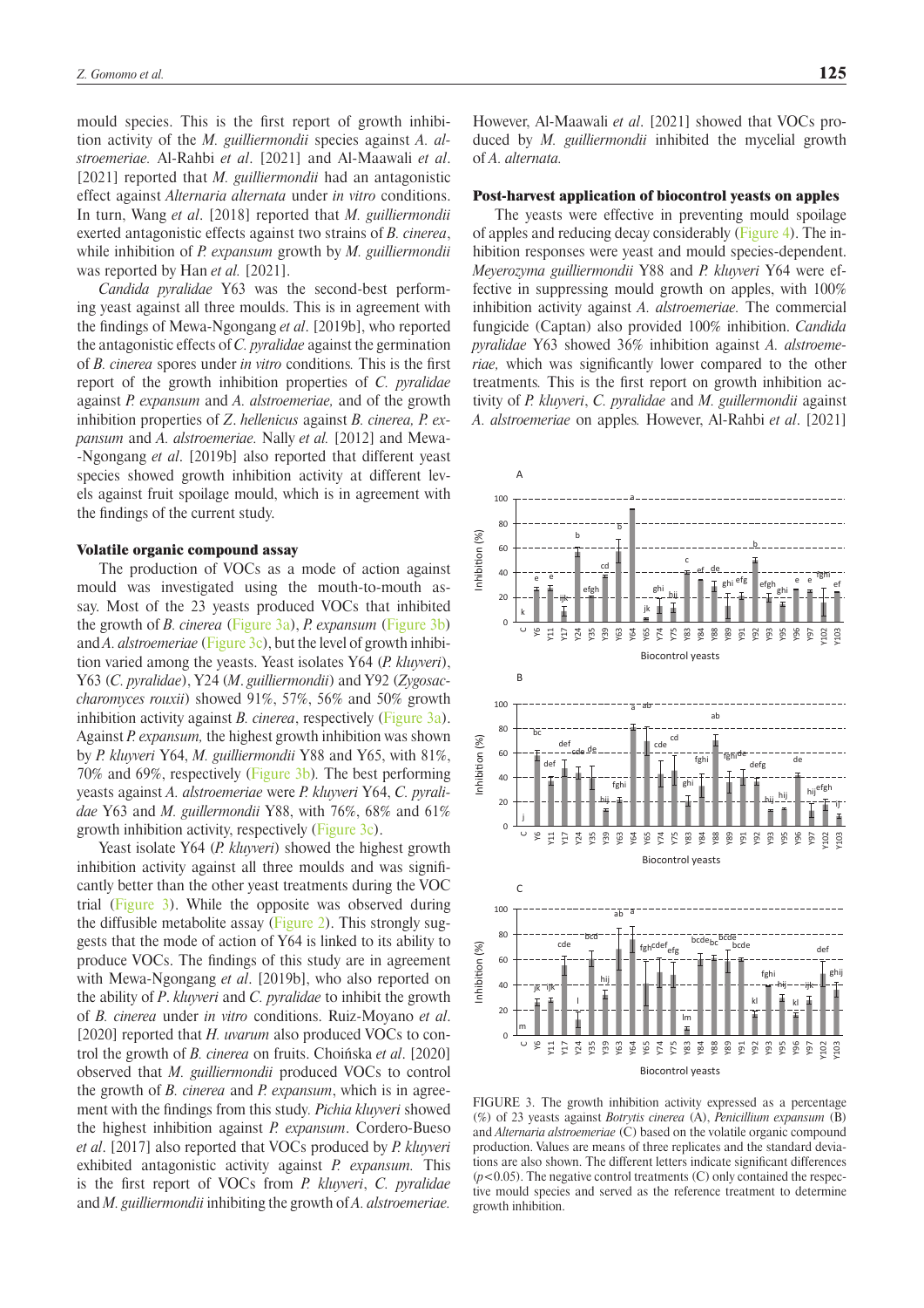mould species. This is the first report of growth inhibition activity of the *M. guilliermondii* species against *A. alstroemeriae.* Al-Rahbi *et al*. [2021] and Al-Maawali *et al*. [2021] reported that *M. guilliermondii* had an antagonistic effect against *Alternaria alternata* under *in vitro* conditions. In turn, Wang *et al*. [2018] reported that *M. guilliermondii* exerted antagonistic effects against two strains of *B. cinerea*, while inhibition of *P. expansum* growth by *M. guilliermondii* was reported by Han *et al.* [2021].

*Candida pyralidae* Y63 was the second-best performing yeast against all three moulds. This is in agreement with the findings of Mewa-Ngongang *et al*. [2019b], who reported the antagonistic effects of *C. pyralidae* against the germination of *B. cinerea* spores under *in vitro* conditions*.* This is the first report of the growth inhibition properties of *C. pyralidae* against *P. expansum* and *A. alstroemeriae,* and of the growth inhibition properties of *Z. hellenicus* against *B. cinerea, P. expansum* and *A. alstroemeriae.* Nally *et al.* [2012] and Mewa-Ngongang *et al*. [2019b] also reported that different yeast species showed growth inhibition activity at different levels against fruit spoilage mould, which is in agreement with the findings of the current study.

### Volatile organic compound assay

The production of VOCs as a mode of action against mould was investigated using the mouth-to-mouth assay. Most of the 23 yeasts produced VOCs that inhibited the growth of *B. cinerea* (Figure 3a), *P. expansum* (Figure 3b) and *A. alstroemeriae* (Figure 3c), but the level of growth inhibition varied among the yeasts. Yeast isolates Y64 (*P. kluyveri*), Y63 (*C. pyralidae*), Y24 (*M. guilliermondii*) and Y92 (*Zygosaccharomyces rouxii*) showed 91%, 57%, 56% and 50% growth inhibition activity against *B. cinerea*, respectively (Figure 3a). Against *P. expansum,* the highest growth inhibition was shown by *P. kluyveri* Y64, *M. guilliermondii* Y88 and Y65, with 81%, 70% and 69%, respectively (Figure 3b)*.* The best performing yeasts against *A. alstroemeriae* were *P. kluyveri* Y64, *C. pyralidae* Y63 and *M. guillermondii* Y88, with 76%, 68% and 61% growth inhibition activity, respectively (Figure 3c).

Yeast isolate Y64 (*P. kluyveri*) showed the highest growth inhibition activity against all three moulds and was significantly better than the other yeast treatments during the VOC trial (Figure 3). While the opposite was observed during the diffusible metabolite assay (Figure 2). This strongly suggests that the mode of action of Y64 is linked to its ability to produce VOCs. The findings of this study are in agreement with Mewa-Ngongang *et al*. [2019b], who also reported on the ability of *P*. *kluyveri* and *C. pyralidae* to inhibit the growth of *B. cinerea* under *in vitro* conditions. Ruiz-Moyano *et al*. [2020] reported that *H. uvarum* also produced VOCs to control the growth of *B. cinerea* on fruits. Choińska *et al*. [2020] observed that *M. guilliermondii* produced VOCs to control the growth of *B. cinerea* and *P. expansum*, which is in agreement with the findings from this study. *Pichia kluyveri* showed the highest inhibition against *P. expansum*. Cordero-Bueso *et al*. [2017] also reported that VOCs produced by *P. kluyveri* exhibited antagonistic activity against *P. expansum.* This is the first report of VOCs from *P. kluyveri*, *C. pyralidae* and *M. guilliermondii* inhibiting the growth of *A. alstroemeriae.* However, Al-Maawali *et al*. [2021] showed that VOCs produced by *M. guilliermondii* inhibited the mycelial growth of *A. alternata.*

### Post-harvest application of biocontrol yeasts on apples

The yeasts were effective in preventing mould spoilage of apples and reducing decay considerably (Figure 4). The inhibition responses were yeast and mould species-dependent. *Meyerozyma guilliermondii* Y88 and *P. kluyveri* Y64 were effective in suppressing mould growth on apples, with 100% inhibition activity against *A. alstroemeriae.* The commercial fungicide (Captan) also provided 100% inhibition. *Candida pyralidae* Y63 showed 36% inhibition against *A. alstroemeriae,* which was significantly lower compared to the other treatments*.* This is the first report on growth inhibition activity of *P. kluyveri*, *C. pyralidae* and *M. guillermondii* against *A. alstroemeriae* on apples*.* However, Al-Rahbi *et al*. [2021]

FIGURE 3. The growth inhibition activity expressed as a percentage (%) of 23 yeasts against *Botrytis cinerea* (A), *Penicillium expansum* (B) and *Alternaria alstroemeriae* (C) based on the volatile organic compound production. Values are means of three replicates and the standard deviations are also shown. The different letters indicate significant differences ($p<0.05$). The negative control treatments (C) only contained the respective mould species and served as the reference treatment to determine growth inhibition.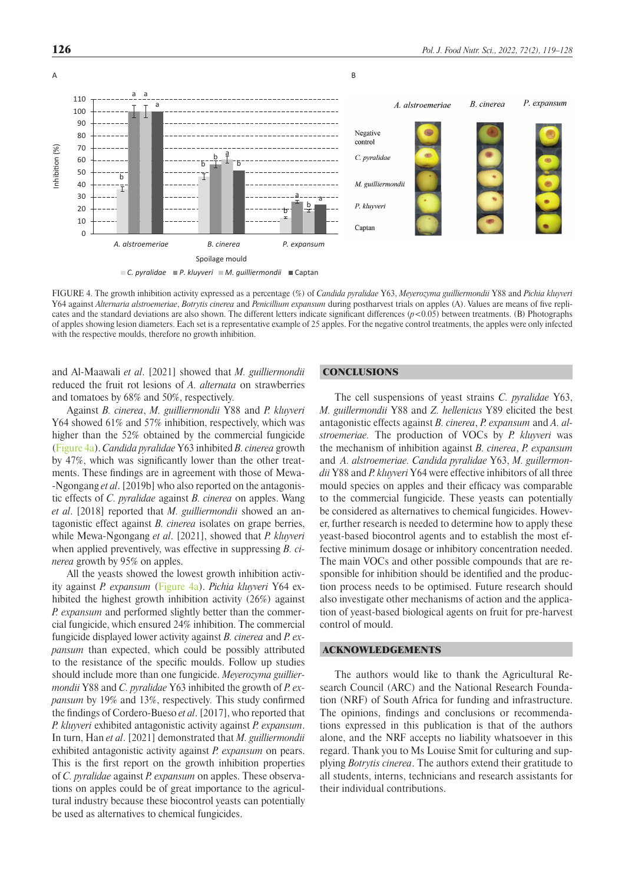FIGURE 4. The growth inhibition activity expressed as a percentage (%) of *Candida pyralidae* Y63, *Meyerozyma guilliermondii* Y88 and *Pichia kluyveri* Y64 against *Alternaria alstroemeriae*, *Botrytis cinerea* and *Penicillium expansum* during postharvest trials on apples (A). Values are means of five replicates and the standard deviations are also shown. The different letters indicate significant differences ($p<0.05$) between treatments. (B) Photographs of apples showing lesion diameters. Each set is a representative example of 25 apples. For the negative control treatments, the apples were only infected with the respective moulds, therefore no growth inhibition.

and Al-Maawali *et al*. [2021] showed that *M. guilliermondii* reduced the fruit rot lesions of *A. alternata* on strawberries and tomatoes by 68% and 50%, respectively.

Against *B. cinerea*, *M. guilliermondii* Y88 and *P. kluyveri* Y64 showed 61% and 57% inhibition, respectively, which was higher than the 52% obtained by the commercial fungicide (Figure 4a). *Candida pyralidae* Y63 inhibited *B. cinerea* growth by 47%, which was significantly lower than the other treatments. These findings are in agreement with those of Mewa-Ngongang *et al*. [2019b] who also reported on the antagonistic effects of *C. pyralidae* against *B. cinerea* on apples. Wang *et al*. [2018] reported that *M. guilliermondii* showed an antagonistic effect against *B. cinerea* isolates on grape berries, while Mewa-Ngongang *et al*. [2021], showed that *P. kluyveri* when applied preventively, was effective in suppressing *B. cinerea* growth by 95% on apples.

All the yeasts showed the lowest growth inhibition activity against *P. expansum* (Figure 4a). *Pichia kluyveri* Y64 exhibited the highest growth inhibition activity (26%) against *P. expansum* and performed slightly better than the commercial fungicide, which ensured 24% inhibition. The commercial fungicide displayed lower activity against *B. cinerea* and *P. expansum* than expected, which could be possibly attributed to the resistance of the specific moulds. Follow up studies should include more than one fungicide. *Meyerozyma guilliermondii* Y88 and *C. pyralidae* Y63 inhibited the growth of *P. expansum* by 19% and 13%, respectively. This study confirmed the findings of Cordero-Bueso *et al*. [2017], who reported that *P. kluyveri* exhibited antagonistic activity against *P. expansum*. In turn, Han *et al*. [2021] demonstrated that *M. guilliermondii* exhibited antagonistic activity against *P. expansum* on pears. This is the first report on the growth inhibition properties of *C. pyralidae* against *P. expansum* on apples. These observations on apples could be of great importance to the agricultural industry because these biocontrol yeasts can potentially be used as alternatives to chemical fungicides.

## CONCLUSIONS

The cell suspensions of yeast strains *C. pyralidae* Y63, *M. guillermondii* Y88 and *Z. hellenicus* Y89 elicited the best antagonistic effects against *B. cinerea*, *P. expansum* and *A. alstroemeriae.* The production of VOCs by *P. kluyveri* was the mechanism of inhibition against *B. cinerea*, *P. expansum* and *A. alstroemeriae. Candida pyralidae* Y63, *M. guillermondii* Y88 and *P. kluyveri* Y64 were effective inhibitors of all three mould species on apples and their efficacy was comparable to the commercial fungicide. These yeasts can potentially be considered as alternatives to chemical fungicides. However, further research is needed to determine how to apply these yeast-based biocontrol agents and to establish the most effective minimum dosage or inhibitory concentration needed. The main VOCs and other possible compounds that are responsible for inhibition should be identified and the production process needs to be optimised. Future research should also investigate other mechanisms of action and the application of yeast-based biological agents on fruit for pre-harvest control of mould.

## ACKNOWLEDGEMENTS

The authors would like to thank the Agricultural Research Council (ARC) and the National Research Foundation (NRF) of South Africa for funding and infrastructure. The opinions, findings and conclusions or recommendations expressed in this publication is that of the authors alone, and the NRF accepts no liability whatsoever in this regard. Thank you to Ms Louise Smit for culturing and supplying *Botrytis cinerea*. The authors extend their gratitude to all students, interns, technicians and research assistants for their individual contributions.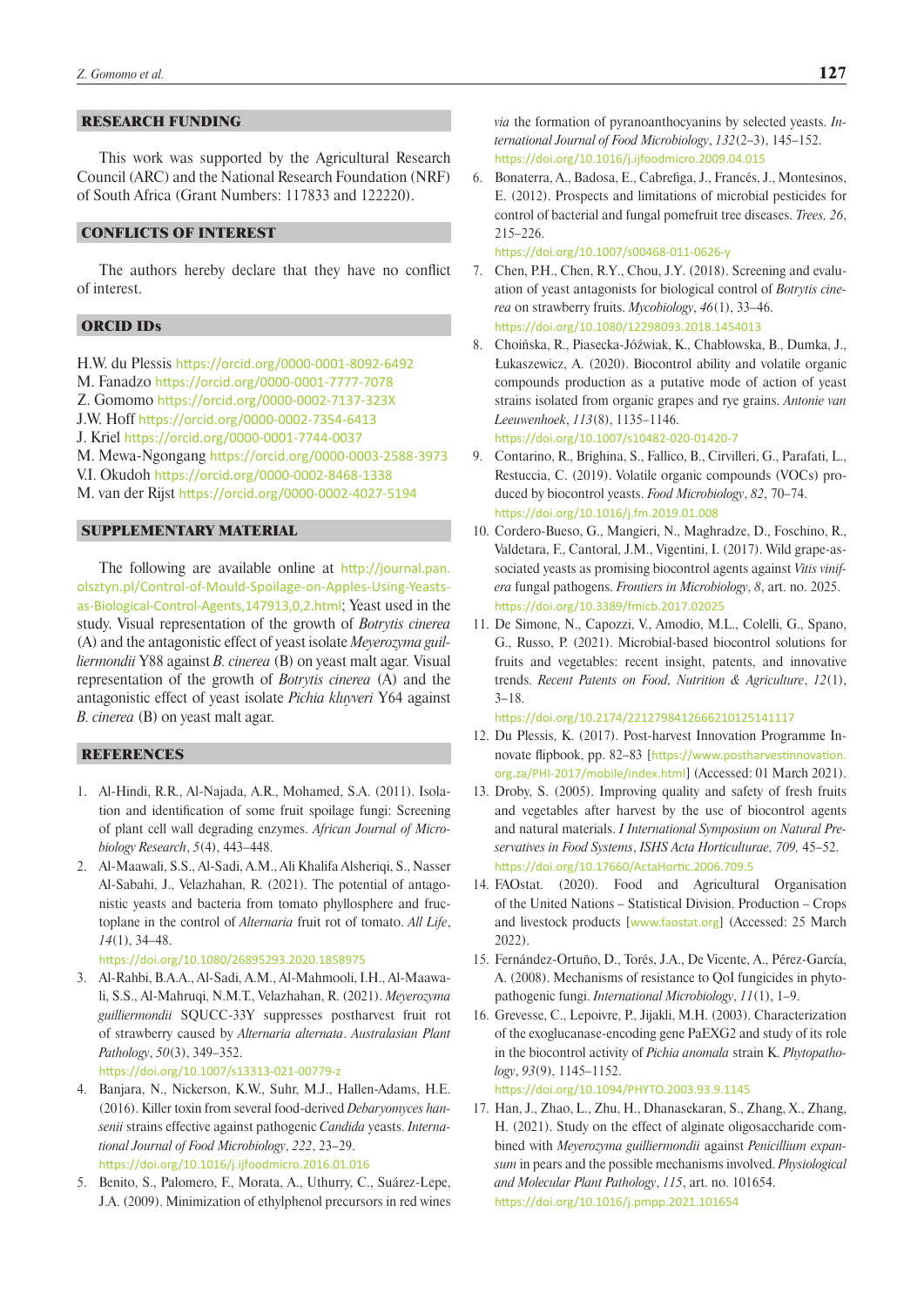## RESEARCH FUNDING

This work was supported by the Agricultural Research Council (ARC) and the National Research Foundation (NRF) of South Africa (Grant Numbers: 117833 and 122220).

## CONFLICTS OF INTEREST

The authors hereby declare that they have no conflict of interest.

## ORCID IDs

H.W. du Plessis https://orcid.org/0000-0001-8092-6492
M. Fanadzo https://orcid.org/0000-0001-7777-7078
Z. Gomomo https://orcid.org/0000-0002-7137-323X
J.W. Hoff https://orcid.org/0000-0002-7354-6413
J. Kriel https://orcid.org/0000-0001-7744-0037
M. Mewa-Ngongang https://orcid.org/0000-0003-2588-3973
V.I. Okudoh https://orcid.org/0000-0002-8468-1338
M. van der Rijst https://orcid.org/0000-0002-4027-5194

## SUPPLEMENTARY MATERIAL

The following are available online at http://journal.pan.olsztyn.pl/Control-of-Mould-Spoilage-on-Apples-Using-Yeasts-as-Biological-Control-Agents,147913,0,2.html; Yeast used in the study. Visual representation of the growth of *Botrytis cinerea* (A) and the antagonistic effect of yeast isolate *Meyerozyma guilliermondii* Y88 against *B. cinerea* (B) on yeast malt agar. Visual representation of the growth of *Botrytis cinerea* (A) and the antagonistic effect of yeast isolate *Pichia kluyveri* Y64 against *B. cinerea* (B) on yeast malt agar.

## REFERENCES

1. Al-Hindi, R.R., Al-Najada, A.R., Mohamed, S.A. (2011). Isolation and identification of some fruit spoilage fungi: Screening of plant cell wall degrading enzymes. *African Journal of Microbiology Research*, *5*(4), 443–448.
2. Al-Maawali, S.S., Al-Sadi, A.M., Ali Khalifa Alsheriqi, S., Nasser Al-Sabahi, J., Velazhahan, R. (2021). The potential of antagonistic yeasts and bacteria from tomato phyllosphere and fructoplane in the control of *Alternaria* fruit rot of tomato. *All Life*, *14*(1), 34–48. https://doi.org/10.1080/26895293.2020.1858975
3. Al-Rahbi, B.A.A., Al-Sadi, A.M., Al-Mahmooli, I.H., Al-Maawali, S.S., Al-Mahruqi, N.M.T., Velazhahan, R. (2021). *Meyerozyma guilliermondii* SQUCC-33Y suppresses postharvest fruit rot of strawberry caused by *Alternaria alternata*. *Australasian Plant Pathology*, *50*(3), 349–352. https://doi.org/10.1007/s13313-021-00779-z
4. Banjara, N., Nickerson, K.W., Suhr, M.J., Hallen-Adams, H.E. (2016). Killer toxin from several food-derived *Debaryomyces hansenii* strains effective against pathogenic *Candida* yeasts. *International Journal of Food Microbiology*, *222*, 23–29. https://doi.org/10.1016/j.ijfoodmicro.2016.01.016
5. Benito, S., Palomero, F., Morata, A., Uthurry, C., Suárez-Lepe, J.A. (2009). Minimization of ethylphenol precursors in red wines *via* the formation of pyranoanthocyanins by selected yeasts. *International Journal of Food Microbiology*, *132*(2–3), 145–152. https://doi.org/10.1016/j.ijfoodmicro.2009.04.015
6. Bonaterra, A., Badosa, E., Cabrefiga, J., Francés, J., Montesinos, E. (2012). Prospects and limitations of microbial pesticides for control of bacterial and fungal pomefruit tree diseases. *Trees, 26*, 215–226. https://doi.org/10.1007/s00468-011-0626-y
7. Chen, P.H., Chen, R.Y., Chou, J.Y. (2018). Screening and evaluation of yeast antagonists for biological control of *Botrytis cinerea* on strawberry fruits. *Mycobiology*, *46*(1), 33–46. https://doi.org/10.1080/12298093.2018.1454013
8. Choińska, R., Piasecka-Jóźwiak, K., Chabłowska, B., Dumka, J., Łukaszewicz, A. (2020). Biocontrol ability and volatile organic compounds production as a putative mode of action of yeast strains isolated from organic grapes and rye grains. *Antonie van Leeuwenhoek*, *113*(8), 1135–1146. https://doi.org/10.1007/s10482-020-01420-7
9. Contarino, R., Brighina, S., Fallico, B., Cirvilleri, G., Parafati, L., Restuccia, C. (2019). Volatile organic compounds (VOCs) produced by biocontrol yeasts. *Food Microbiology*, *82*, 70–74. https://doi.org/10.1016/j.fm.2019.01.008
10. Cordero-Bueso, G., Mangieri, N., Maghradze, D., Foschino, R., Valdetara, F., Cantoral, J.M., Vigentini, I. (2017). Wild grape-associated yeasts as promising biocontrol agents against *Vitis vinifera* fungal pathogens. *Frontiers in Microbiology*, *8*, art. no. 2025. https://doi.org/10.3389/fmicb.2017.02025
11. De Simone, N., Capozzi, V., Amodio, M.L., Colelli, G., Spano, G., Russo, P. (2021). Microbial-based biocontrol solutions for fruits and vegetables: recent insight, patents, and innovative trends. *Recent Patents on Food, Nutrition & Agriculture*, *12*(1), 3–18. https://doi.org/10.2174/2212798412666210125141117
12. Du Plessis, K. (2017). Post-harvest Innovation Programme Innovate flipbook, pp. 82–83 [https://www.postharvestinnovation.org.za/PHI-2017/mobile/index.html] (Accessed: 01 March 2021).
13. Droby, S. (2005). Improving quality and safety of fresh fruits and vegetables after harvest by the use of biocontrol agents and natural materials. *I International Symposium on Natural Preservatives in Food Systems*, *ISHS Acta Horticulturae, 709,* 45–52. https://doi.org/10.17660/ActaHortic.2006.709.5
14. FAOstat. (2020). Food and Agricultural Organisation of the United Nations – Statistical Division. Production – Crops and livestock products [www.faostat.org] (Accessed: 25 March 2022).
15. Fernández-Ortuño, D., Torés, J.A., De Vicente, A., Pérez-García, A. (2008). Mechanisms of resistance to QoI fungicides in phytopathogenic fungi. *International Microbiology*, *11*(1), 1–9.
16. Grevesse, C., Lepoivre, P., Jijakli, M.H. (2003). Characterization of the exoglucanase-encoding gene PaEXG2 and study of its role in the biocontrol activity of *Pichia anomala* strain K. *Phytopathology*, *93*(9), 1145–1152. https://doi.org/10.1094/PHYTO.2003.93.9.1145
17. Han, J., Zhao, L., Zhu, H., Dhanasekaran, S., Zhang, X., Zhang, H. (2021). Study on the effect of alginate oligosaccharide combined with *Meyerozyma guilliermondii* against *Penicillium expansum* in pears and the possible mechanisms involved. *Physiological and Molecular Plant Pathology*, *115*, art. no. 101654. https://doi.org/10.1016/j.pmpp.2021.101654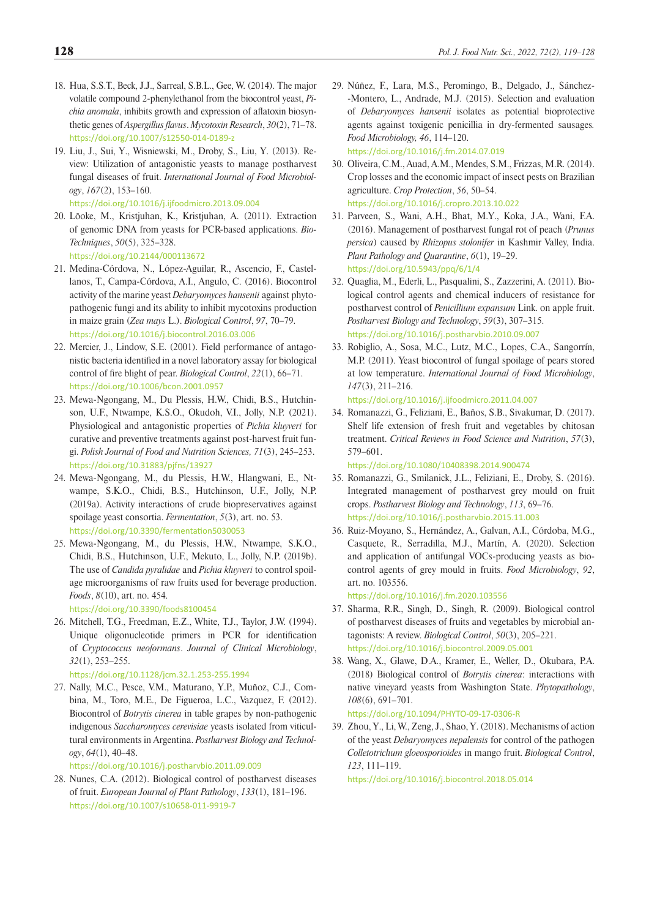18. Hua, S.S.T., Beck, J.J., Sarreal, S.B.L., Gee, W. (2014). The major volatile compound 2-phenylethanol from the biocontrol yeast, *Pichia anomala*, inhibits growth and expression of aflatoxin biosynthetic genes of *Aspergillus flavus*. *Mycotoxin Research*, *30*(2), 71–78. https://doi.org/10.1007/s12550-014-0189-z
19. Liu, J., Sui, Y., Wisniewski, M., Droby, S., Liu, Y. (2013). Review: Utilization of antagonistic yeasts to manage postharvest fungal diseases of fruit. *International Journal of Food Microbiology*, *167*(2), 153–160. https://doi.org/10.1016/j.ijfoodmicro.2013.09.004
20. Lõoke, M., Kristjuhan, K., Kristjuhan, A. (2011). Extraction of genomic DNA from yeasts for PCR-based applications. *BioTechniques*, *50*(5), 325–328. https://doi.org/10.2144/000113672
21. Medina-Córdova, N., López-Aguilar, R., Ascencio, F., Castellanos, T., Campa-Córdova, A.I., Angulo, C. (2016). Biocontrol activity of the marine yeast *Debaryomyces hansenii* against phytopathogenic fungi and its ability to inhibit mycotoxins production in maize grain (*Zea mays* L.). *Biological Control*, *97*, 70–79. https://doi.org/10.1016/j.biocontrol.2016.03.006
22. Mercier, J., Lindow, S.E. (2001). Field performance of antagonistic bacteria identified in a novel laboratory assay for biological control of fire blight of pear. *Biological Control*, *22*(1), 66–71. https://doi.org/10.1006/bcon.2001.0957
23. Mewa-Ngongang, M., Du Plessis, H.W., Chidi, B.S., Hutchinson, U.F., Ntwampe, K.S.O., Okudoh, V.I., Jolly, N.P. (2021). Physiological and antagonistic properties of *Pichia kluyveri* for curative and preventive treatments against post-harvest fruit fungi. *Polish Journal of Food and Nutrition Sciences, 71*(3), 245–253. https://doi.org/10.31883/pjfns/13927
24. Mewa-Ngongang, M., du Plessis, H.W., Hlangwani, E., Ntwampe, S.K.O., Chidi, B.S., Hutchinson, U.F., Jolly, N.P. (2019a). Activity interactions of crude biopreservatives against spoilage yeast consortia. *Fermentation*, *5*(3), art. no. 53. https://doi.org/10.3390/fermentation5030053
25. Mewa-Ngongang, M., du Plessis, H.W., Ntwampe, S.K.O., Chidi, B.S., Hutchinson, U.F., Mekuto, L., Jolly, N.P. (2019b). The use of *Candida pyralidae* and *Pichia kluyveri* to control spoilage microorganisms of raw fruits used for beverage production. *Foods*, *8*(10), art. no. 454. https://doi.org/10.3390/foods8100454
26. Mitchell, T.G., Freedman, E.Z., White, T.J., Taylor, J.W. (1994). Unique oligonucleotide primers in PCR for identification of *Cryptococcus neoformans*. *Journal of Clinical Microbiology*, *32*(1), 253–255. https://doi.org/10.1128/jcm.32.1.253-255.1994
27. Nally, M.C., Pesce, V.M., Maturano, Y.P., Muñoz, C.J., Combina, M., Toro, M.E., De Figueroa, L.C., Vazquez, F. (2012). Biocontrol of *Botrytis cinerea* in table grapes by non-pathogenic indigenous *Saccharomyces cerevisiae* yeasts isolated from viticultural environments in Argentina. *Postharvest Biology and Technology*, *64*(1), 40–48. https://doi.org/10.1016/j.postharvbio.2011.09.009
28. Nunes, C.A. (2012). Biological control of postharvest diseases of fruit. *European Journal of Plant Pathology*, *133*(1), 181–196. https://doi.org/10.1007/s10658-011-9919-7
29. Núñez, F., Lara, M.S., Peromingo, B., Delgado, J., Sánchez-Montero, L., Andrade, M.J. (2015). Selection and evaluation of *Debaryomyces hansenii* isolates as potential bioprotective agents against toxigenic penicillia in dry-fermented sausages. *Food Microbiology, 46*, 114–120. https://doi.org/10.1016/j.fm.2014.07.019
30. Oliveira, C.M., Auad, A.M., Mendes, S.M., Frizzas, M.R. (2014). Crop losses and the economic impact of insect pests on Brazilian agriculture. *Crop Protection*, *56*, 50–54. https://doi.org/10.1016/j.cropro.2013.10.022
31. Parveen, S., Wani, A.H., Bhat, M.Y., Koka, J.A., Wani, F.A. (2016). Management of postharvest fungal rot of peach (*Prunus persica*) caused by *Rhizopus stolonifer* in Kashmir Valley, India. *Plant Pathology and Quarantine*, *6*(1), 19–29. https://doi.org/10.5943/ppq/6/1/4
32. Quaglia, M., Ederli, L., Pasqualini, S., Zazzerini, A. (2011). Biological control agents and chemical inducers of resistance for postharvest control of *Penicillium expansum* Link. on apple fruit. *Postharvest Biology and Technology*, *59*(3), 307–315. https://doi.org/10.1016/j.postharvbio.2010.09.007
33. Robiglio, A., Sosa, M.C., Lutz, M.C., Lopes, C.A., Sangorrín, M.P. (2011). Yeast biocontrol of fungal spoilage of pears stored at low temperature. *International Journal of Food Microbiology*, *147*(3), 211–216. https://doi.org/10.1016/j.ijfoodmicro.2011.04.007
34. Romanazzi, G., Feliziani, E., Baños, S.B., Sivakumar, D. (2017). Shelf life extension of fresh fruit and vegetables by chitosan treatment. *Critical Reviews in Food Science and Nutrition*, *57*(3), 579–601. https://doi.org/10.1080/10408398.2014.900474
35. Romanazzi, G., Smilanick, J.L., Feliziani, E., Droby, S. (2016). Integrated management of postharvest grey mould on fruit crops. *Postharvest Biology and Technology*, *113*, 69–76. https://doi.org/10.1016/j.postharvbio.2015.11.003
36. Ruiz-Moyano, S., Hernández, A., Galvan, A.I., Córdoba, M.G., Casquete, R., Serradilla, M.J., Martín, A. (2020). Selection and application of antifungal VOCs-producing yeasts as biocontrol agents of grey mould in fruits. *Food Microbiology*, *92*, art. no. 103556. https://doi.org/10.1016/j.fm.2020.103556
37. Sharma, R.R., Singh, D., Singh, R. (2009). Biological control of postharvest diseases of fruits and vegetables by microbial antagonists: A review. *Biological Control*, *50*(3), 205–221. https://doi.org/10.1016/j.biocontrol.2009.05.001
38. Wang, X., Glawe, D.A., Kramer, E., Weller, D., Okubara, P.A. (2018) Biological control of *Botrytis cinerea*: interactions with native vineyard yeasts from Washington State. *Phytopathology*, *108*(6), 691–701. https://doi.org/10.1094/PHYTO-09-17-0306-R
39. Zhou, Y., Li, W., Zeng, J., Shao, Y. (2018). Mechanisms of action of the yeast *Debaryomyces nepalensis* for control of the pathogen *Colletotrichum gloeosporioides* in mango fruit. *Biological Control*, *123*, 111–119. https://doi.org/10.1016/j.biocontrol.2018.05.014